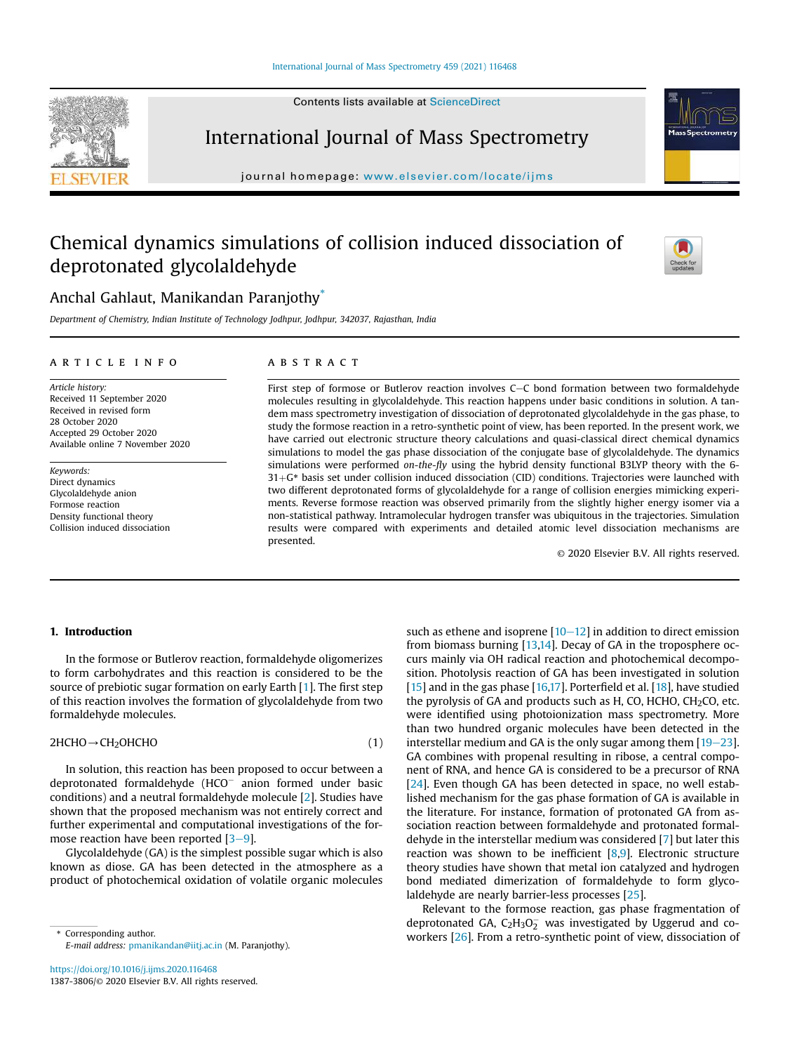# Chemical dynamics simulations of collision induced dissociation of deprotonated glycolaldehyde

Anchal Gahlaut, Manikandan Paranjothy*

*Department of Chemistry, Indian Institute of Technology Jodhpur, Jodhpur, 342037, Rajasthan, India*

## ARTICLE INFO

*Article history:*
Received 11 September 2020
Received in revised form
28 October 2020
Accepted 29 October 2020
Available online 7 November 2020

*Keywords:*
Direct dynamics
Glycolaldehyde anion
Formose reaction
Density functional theory
Collision induced dissociation

## ABSTRACT

First step of formose or Butlerov reaction involves C−C bond formation between two formaldehyde molecules resulting in glycolaldehyde. This reaction happens under basic conditions in solution. A tandem mass spectrometry investigation of dissociation of deprotonated glycolaldehyde in the gas phase, to study the formose reaction in a retro-synthetic point of view, has been reported. In the present work, we have carried out electronic structure theory calculations and quasi-classical direct chemical dynamics simulations to model the gas phase dissociation of the conjugate base of glycolaldehyde. The dynamics simulations were performed *on-the-fly* using the hybrid density functional B3LYP theory with the 6-31+G* basis set under collision induced dissociation (CID) conditions. Trajectories were launched with two different deprotonated forms of glycolaldehyde for a range of collision energies mimicking experiments. Reverse formose reaction was observed primarily from the slightly higher energy isomer via a non-statistical pathway. Intramolecular hydrogen transfer was ubiquitous in the trajectories. Simulation results were compared with experiments and detailed atomic level dissociation mechanisms are presented.

© 2020 Elsevier B.V. All rights reserved.

## 1. Introduction

In the formose or Butlerov reaction, formaldehyde oligomerizes to form carbohydrates and this reaction is considered to be the source of prebiotic sugar formation on early Earth [1]. The first step of this reaction involves the formation of glycolaldehyde from two formaldehyde molecules.

$$2HCHO \rightarrow CH_2OHCHO \tag{1}$$

In solution, this reaction has been proposed to occur between a deprotonated formaldehyde ($HCO^-$ anion formed under basic conditions) and a neutral formaldehyde molecule [2]. Studies have shown that the proposed mechanism was not entirely correct and further experimental and computational investigations of the formose reaction have been reported [3–9].

Glycolaldehyde (GA) is the simplest possible sugar which is also known as diose. GA has been detected in the atmosphere as a product of photochemical oxidation of volatile organic molecules such as ethene and isoprene [10–12] in addition to direct emission from biomass burning [13,14]. Decay of GA in the troposphere occurs mainly via OH radical reaction and photochemical decomposition. Photolysis reaction of GA has been investigated in solution [15] and in the gas phase [16,17]. Porterfield et al. [18], have studied the pyrolysis of GA and products such as H, CO, HCHO, $CH_2CO$, etc. were identified using photoionization mass spectrometry. More than two hundred organic molecules have been detected in the interstellar medium and GA is the only sugar among them [19–23]. GA combines with propenal resulting in ribose, a central component of RNA, and hence GA is considered to be a precursor of RNA [24]. Even though GA has been detected in space, no well established mechanism for the gas phase formation of GA is available in the literature. For instance, formation of protonated GA from association reaction between formaldehyde and protonated formaldehyde in the interstellar medium was considered [7] but later this reaction was shown to be inefficient [8,9]. Electronic structure theory studies have shown that metal ion catalyzed and hydrogen bond mediated dimerization of formaldehyde to form glycolaldehyde are nearly barrier-less processes [25].

Relevant to the formose reaction, gas phase fragmentation of deprotonated GA, $C_2H_3O_2^-$ was investigated by Uggerud and coworkers [26]. From a retro-synthetic point of view, dissociation of

* Corresponding author.
E-mail address: pmanikandan@iitj.ac.in (M. Paranjothy).

https://doi.org/10.1016/j.ijms.2020.116468
1387-3806/© 2020 Elsevier B.V. All rights reserved.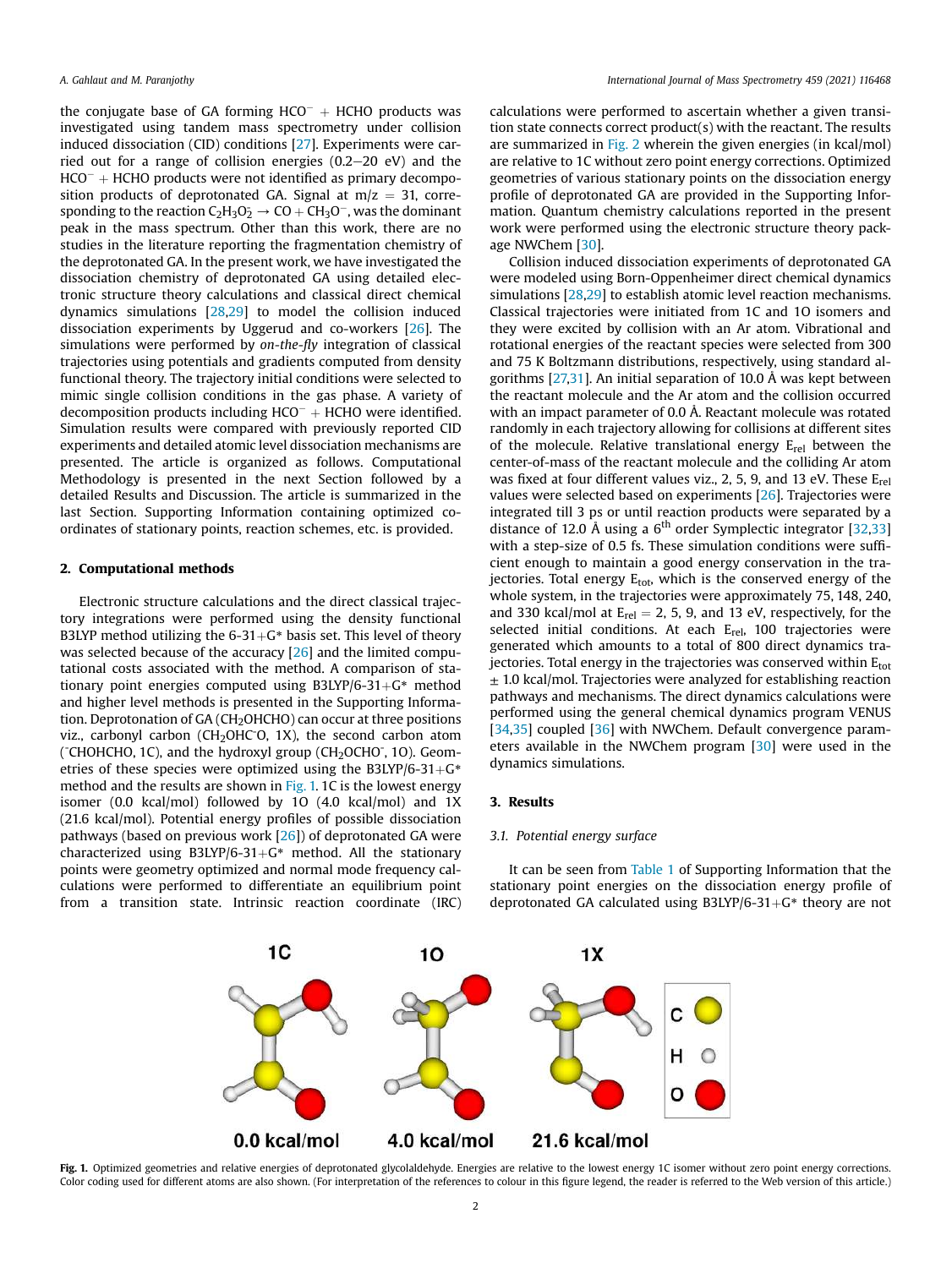the conjugate base of GA forming $HCO^-$ + HCHO products was investigated using tandem mass spectrometry under collision induced dissociation (CID) conditions [27]. Experiments were carried out for a range of collision energies (0.2–20 eV) and the $HCO^-$ + HCHO products were not identified as primary decomposition products of deprotonated GA. Signal at m/z = 31, corresponding to the reaction $C_2H_3O_2^- \rightarrow CO + CH_3O^-$, was the dominant peak in the mass spectrum. Other than this work, there are no studies in the literature reporting the fragmentation chemistry of the deprotonated GA. In the present work, we have investigated the dissociation chemistry of deprotonated GA using detailed electronic structure theory calculations and classical direct chemical dynamics simulations [28,29] to model the collision induced dissociation experiments by Uggerud and co-workers [26]. The simulations were performed by *on-the-fly* integration of classical trajectories using potentials and gradients computed from density functional theory. The trajectory initial conditions were selected to mimic single collision conditions in the gas phase. A variety of decomposition products including $HCO^-$ + HCHO were identified. Simulation results were compared with previously reported CID experiments and detailed atomic level dissociation mechanisms are presented. The article is organized as follows. Computational Methodology is presented in the next Section followed by a detailed Results and Discussion. The article is summarized in the last Section. Supporting Information containing optimized coordinates of stationary points, reaction schemes, etc. is provided.

## 2. Computational methods

Electronic structure calculations and the direct classical trajectory integrations were performed using the density functional B3LYP method utilizing the 6-31+G* basis set. This level of theory was selected because of the accuracy [26] and the limited computational costs associated with the method. A comparison of stationary point energies computed using B3LYP/6-31+G* method and higher level methods is presented in the Supporting Information. Deprotonation of GA ($CH_2OHCHO$) can occur at three positions viz., carbonyl carbon ($CH_2OHC^-O$, 1X), the second carbon atom ($^-CHOHCHO$, 1C), and the hydroxyl group ($CH_2OCHO^-$, 1O). Geometries of these species were optimized using the B3LYP/6-31+G* method and the results are shown in Fig. 1. 1C is the lowest energy isomer (0.0 kcal/mol) followed by 1O (4.0 kcal/mol) and 1X (21.6 kcal/mol). Potential energy profiles of possible dissociation pathways (based on previous work [26]) of deprotonated GA were characterized using B3LYP/6-31+G* method. All the stationary points were geometry optimized and normal mode frequency calculations were performed to differentiate an equilibrium point from a transition state. Intrinsic reaction coordinate (IRC) calculations were performed to ascertain whether a given transition state connects correct product(s) with the reactant. The results are summarized in Fig. 2 wherein the given energies (in kcal/mol) are relative to 1C without zero point energy corrections. Optimized geometries of various stationary points on the dissociation energy profile of deprotonated GA are provided in the Supporting Information. Quantum chemistry calculations reported in the present work were performed using the electronic structure theory package NWChem [30].

Collision induced dissociation experiments of deprotonated GA were modeled using Born-Oppenheimer direct chemical dynamics simulations [28,29] to establish atomic level reaction mechanisms. Classical trajectories were initiated from 1C and 1O isomers and they were excited by collision with an Ar atom. Vibrational and rotational energies of the reactant species were selected from 300 and 75 K Boltzmann distributions, respectively, using standard algorithms [27,31]. An initial separation of 10.0 Å was kept between the reactant molecule and the Ar atom and the collision occurred with an impact parameter of 0.0 Å. Reactant molecule was rotated randomly in each trajectory allowing for collisions at different sites of the molecule. Relative translational energy $E_{rel}$ between the center-of-mass of the reactant molecule and the colliding Ar atom was fixed at four different values viz., 2, 5, 9, and 13 eV. These $E_{rel}$ values were selected based on experiments [26]. Trajectories were integrated till 3 ps or until reaction products were separated by a distance of 12.0 Å using a 6[th] order Symplectic integrator [32,33] with a step-size of 0.5 fs. These simulation conditions were sufficient enough to maintain a good energy conservation in the trajectories. Total energy $E_{tot}$, which is the conserved energy of the whole system, in the trajectories were approximately 75, 148, 240, and 330 kcal/mol at $E_{rel}$ = 2, 5, 9, and 13 eV, respectively, for the selected initial conditions. At each $E_{rel}$, 100 trajectories were generated which amounts to a total of 800 direct dynamics trajectories. Total energy in the trajectories was conserved within $E_{tot}$ ± 1.0 kcal/mol. Trajectories were analyzed for establishing reaction pathways and mechanisms. The direct dynamics calculations were performed using the general chemical dynamics program VENUS [34,35] coupled [36] with NWChem. Default convergence parameters available in the NWChem program [30] were used in the dynamics simulations.

## 3. Results

### 3.1. Potential energy surface

It can be seen from Table 1 of Supporting Information that the stationary point energies on the dissociation energy profile of deprotonated GA calculated using B3LYP/6-31+G* theory are not

**Fig. 1.** Optimized geometries and relative energies of deprotonated glycolaldehyde. Energies are relative to the lowest energy 1C isomer without zero point energy corrections. Color coding used for different atoms are also shown. (For interpretation of the references to colour in this figure legend, the reader is referred to the Web version of this article.)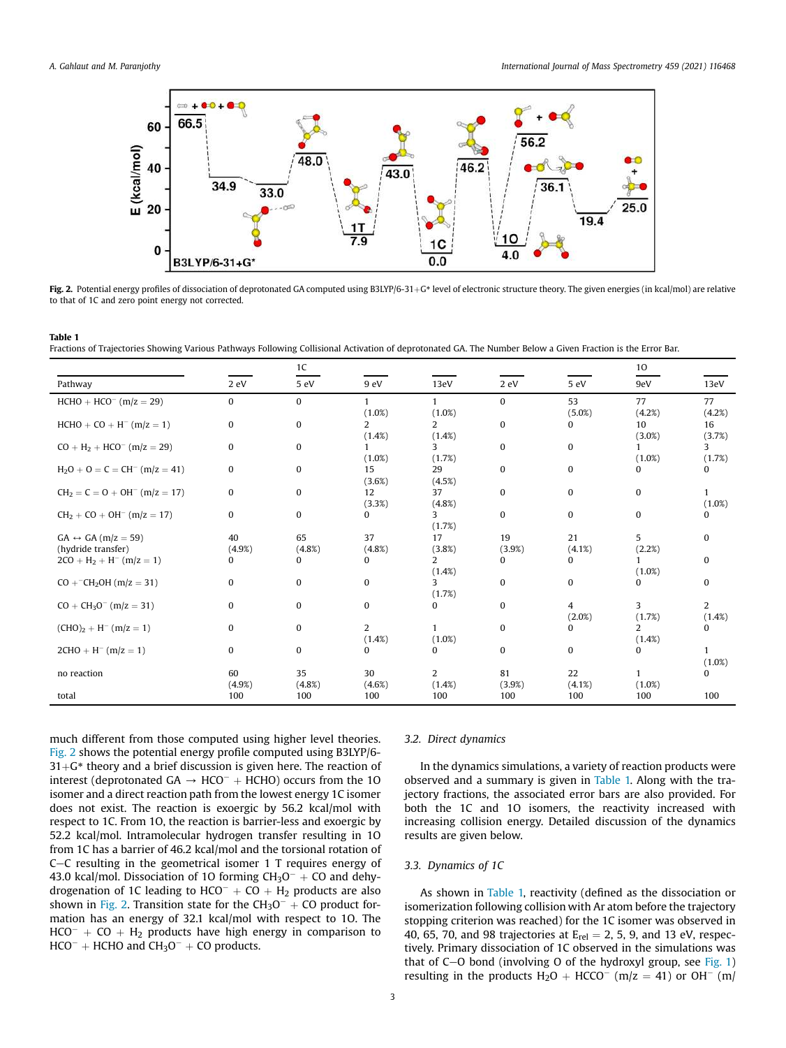Fig. 2. Potential energy profiles of dissociation of deprotonated GA computed using B3LYP/6-31+G* level of electronic structure theory. The given energies (in kcal/mol) are relative to that of 1C and zero point energy not corrected.

**Table 1**
Fractions of Trajectories Showing Various Pathways Following Collisional Activation of deprotonated GA. The Number Below a Given Fraction is the Error Bar.

| Pathway | 1C | | | | 1O | | | |
|---|---|---|---|---|---|---|---|---|
| | 2 eV | 5 eV | 9 eV | 13eV | 2 eV | 5 eV | 9eV | 13eV |
| $HCHO + HCO^-$ (m/z = 29) | 0 | 0 | 1 (1.0%) | 1 (1.0%) | 0 | 53 (5.0%) | 77 (4.2%) | 77 (4.2%) |
| $HCHO + CO + H^-$ (m/z = 1) | 0 | 0 | 2 (1.4%) | 2 (1.4%) | 0 | 0 | 10 (3.0%) | 16 (3.7%) |
| $CO + H_2 + HCO^-$ (m/z = 29) | 0 | 0 | 1 (1.0%) | 3 (1.7%) | 0 | 0 | 1 (1.0%) | 3 (1.7%) |
| $H_2O + O=C=CH^-$ (m/z = 41) | 0 | 0 | 15 (3.6%) | 29 (4.5%) | 0 | 0 | 0 | 0 |
| $CH_2=C=O + OH^-$ (m/z = 17) | 0 | 0 | 12 (3.3%) | 37 (4.8%) | 0 | 0 | 0 | 1 (1.0%) |
| $CH_2 + CO + OH^-$ (m/z = 17) | 0 | 0 | 0 | 3 (1.7%) | 0 | 0 | 0 | 0 |
| GA ↔ GA (m/z = 59) (hydride transfer) | 40 (4.9%) | 65 (4.8%) | 37 (4.8%) | 17 (3.8%) | 19 (3.9%) | 21 (4.1%) | 5 (2.2%) | 0 |
| $2CO + H_2 + H^-$ (m/z = 1) | 0 | 0 | 0 | 2 (1.4%) | 0 | 0 | 1 (1.0%) | 0 |
| $CO + {}^-CH_2OH$ (m/z = 31) | 0 | 0 | 0 | 3 (1.7%) | 0 | 0 | 0 | 0 |
| $CO + CH_3O^-$ (m/z = 31) | 0 | 0 | 0 | 0 | 0 | 4 (2.0%) | 3 (1.7%) | 2 (1.4%) |
| $(CHO)_2 + H^-$ (m/z = 1) | 0 | 0 | 2 (1.4%) | 1 (1.0%) | 0 | 0 | 2 (1.4%) | 0 |
| $2CHO + H^-$ (m/z = 1) | 0 | 0 | 0 | 0 | 0 | 0 | 0 | 1 (1.0%) |
| no reaction | 60 (4.9%) | 35 (4.8%) | 30 (4.6%) | 2 (1.4%) | 81 (3.9%) | 22 (4.1%) | 1 (1.0%) | 0 |
| total | 100 | 100 | 100 | 100 | 100 | 100 | 100 | 100 |

much different from those computed using higher level theories. Fig. 2 shows the potential energy profile computed using B3LYP/6-31+G* theory and a brief discussion is given here. The reaction of interest (deprotonated GA → $HCO^-$ + HCHO) occurs from the 1O isomer and a direct reaction path from the lowest energy 1C isomer does not exist. The reaction is exoergic by 56.2 kcal/mol with respect to 1C. From 1O, the reaction is barrier-less and exoergic by 52.2 kcal/mol. Intramolecular hydrogen transfer resulting in 1O from 1C has a barrier of 46.2 kcal/mol and the torsional rotation of C–C resulting in the geometrical isomer 1 T requires energy of 43.0 kcal/mol. Dissociation of 1O forming $CH_3O^-$ + CO and dehydrogenation of 1C leading to $HCO^-$ + CO + $H_2$ products are also shown in Fig. 2. Transition state for the $CH_3O^-$ + CO product formation has an energy of 32.1 kcal/mol with respect to 1O. The $HCO^-$ + CO + $H_2$ products have high energy in comparison to $HCO^-$ + HCHO and $CH_3O^-$ + CO products.

### 3.2. Direct dynamics

In the dynamics simulations, a variety of reaction products were observed and a summary is given in Table 1. Along with the trajectory fractions, the associated error bars are also provided. For both the 1C and 1O isomers, the reactivity increased with increasing collision energy. Detailed discussion of the dynamics results are given below.

### 3.3. Dynamics of 1C

As shown in Table 1, reactivity (defined as the dissociation or isomerization following collision with Ar atom before the trajectory stopping criterion was reached) for the 1C isomer was observed in 40, 65, 70, and 98 trajectories at $E_{rel}$ = 2, 5, 9, and 13 eV, respectively. Primary dissociation of 1C observed in the simulations was that of C–O bond (involving O of the hydroxyl group, see Fig. 1) resulting in the products $H_2O$ + $HCCO^-$ (m/z = 41) or $OH^-$ (m/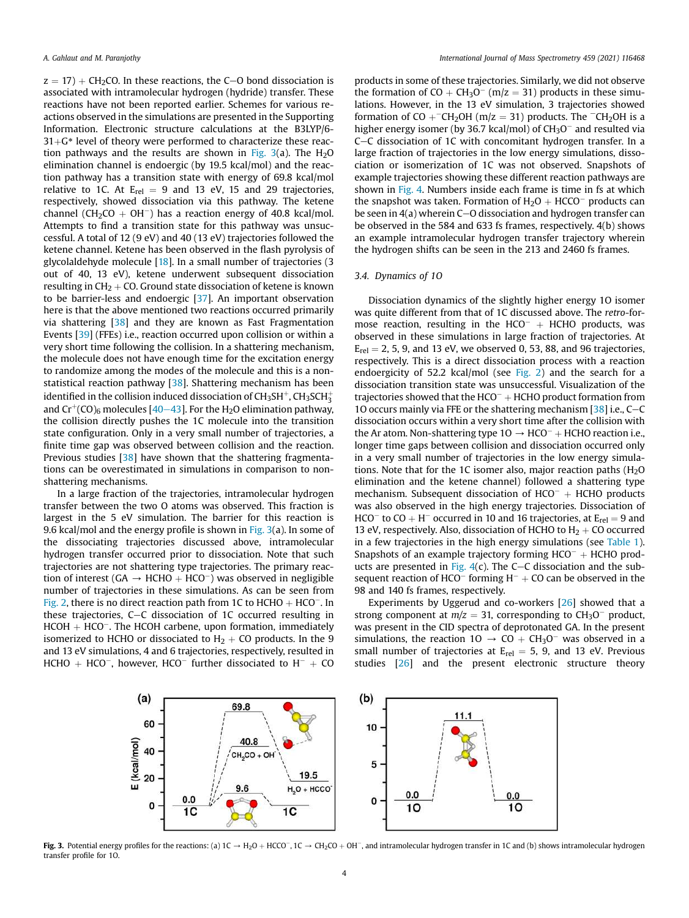$z = 17$) + $CH_2CO$. In these reactions, the C–O bond dissociation is associated with intramolecular hydrogen (hydride) transfer. These reactions have not been reported earlier. Schemes for various reactions observed in the simulations are presented in the Supporting Information. Electronic structure calculations at the B3LYP/6-31+G* level of theory were performed to characterize these reaction pathways and the results are shown in Fig. 3(a). The $H_2O$ elimination channel is endoergic (by 19.5 kcal/mol) and the reaction pathway has a transition state with energy of 69.8 kcal/mol relative to 1C. At $E_{rel}$ = 9 and 13 eV, 15 and 29 trajectories, respectively, showed dissociation via this pathway. The ketene channel ($CH_2CO$ + $OH^-$) has a reaction energy of 40.8 kcal/mol. Attempts to find a transition state for this pathway was unsuccessful. A total of 12 (9 eV) and 40 (13 eV) trajectories followed the ketene channel. Ketene has been observed in the flash pyrolysis of glycolaldehyde molecule [18]. In a small number of trajectories (3 out of 40, 13 eV), ketene underwent subsequent dissociation resulting in $CH_2$ + CO. Ground state dissociation of ketene is known to be barrier-less and endoergic [37]. An important observation here is that the above mentioned two reactions occurred primarily via shattering [38] and they are known as Fast Fragmentation Events [39] (FFEs) i.e., reaction occurred upon collision or within a very short time following the collision. In a shattering mechanism, the molecule does not have enough time for the excitation energy to randomize among the modes of the molecule and this is a non-statistical reaction pathway [38]. Shattering mechanism has been identified in the collision induced dissociation of $CH_3SH^+$, $CH_3SCH_3^+$ and $Cr^+(CO)_6$ molecules [40–43]. For the $H_2O$ elimination pathway, the collision directly pushes the 1C molecule into the transition state configuration. Only in a very small number of trajectories, a finite time gap was observed between collision and the reaction. Previous studies [38] have shown that the shattering fragmentations can be overestimated in simulations in comparison to non-shattering mechanisms.

In a large fraction of the trajectories, intramolecular hydrogen transfer between the two O atoms was observed. This fraction is largest in the 5 eV simulation. The barrier for this reaction is 9.6 kcal/mol and the energy profile is shown in Fig. 3(a). In some of the dissociating trajectories discussed above, intramolecular hydrogen transfer occurred prior to dissociation. Note that such trajectories are not shattering type trajectories. The primary reaction of interest (GA → HCHO + $HCO^-$) was observed in negligible number of trajectories in these simulations. As can be seen from Fig. 2, there is no direct reaction path from 1C to HCHO + $HCO^-$. In these trajectories, C–C dissociation of 1C occurred resulting in HCOH + $HCO^-$. The HCOH carbene, upon formation, immediately isomerized to HCHO or dissociated to $H_2$ + CO products. In the 9 and 13 eV simulations, 4 and 6 trajectories, respectively, resulted in HCHO + $HCO^-$, however, $HCO^-$ further dissociated to $H^-$ + CO products in some of these trajectories. Similarly, we did not observe the formation of CO + $CH_3O^-$ ($m/z$ = 31) products in these simulations. However, in the 13 eV simulation, 3 trajectories showed formation of CO + $^-CH_2OH$ ($m/z$ = 31) products. The $^-CH_2OH$ is a higher energy isomer (by 36.7 kcal/mol) of $CH_3O^-$ and resulted via C–C dissociation of 1C with concomitant hydrogen transfer. In a large fraction of trajectories in the low energy simulations, dissociation or isomerization of 1C was not observed. Snapshots of example trajectories showing these different reaction pathways are shown in Fig. 4. Numbers inside each frame is time in fs at which the snapshot was taken. Formation of $H_2O$ + $HCCO^-$ products can be seen in 4(a) wherein C–O dissociation and hydrogen transfer can be observed in the 584 and 633 fs frames, respectively. 4(b) shows an example intramolecular hydrogen transfer trajectory wherein the hydrogen shifts can be seen in the 213 and 2460 fs frames.

### 3.4. Dynamics of 1O

Dissociation dynamics of the slightly higher energy 1O isomer was quite different from that of 1C discussed above. The *retro*-formose reaction, resulting in the $HCO^-$ + HCHO products, was observed in these simulations in large fraction of trajectories. At $E_{rel}$ = 2, 5, 9, and 13 eV, we observed 0, 53, 88, and 96 trajectories, respectively. This is a direct dissociation process with a reaction endoergicity of 52.2 kcal/mol (see Fig. 2) and the search for a dissociation transition state was unsuccessful. Visualization of the trajectories showed that the $HCO^-$ + HCHO product formation from 1O occurs mainly via FFE or the shattering mechanism [38] i.e., C–C dissociation occurs within a very short time after the collision with the Ar atom. Non-shattering type 1O → $HCO^-$ + HCHO reaction i.e., longer time gaps between collision and dissociation occurred only in a very small number of trajectories in the low energy simulations. Note that for the 1C isomer also, major reaction paths ($H_2O$ elimination and the ketene channel) followed a shattering type mechanism. Subsequent dissociation of $HCO^-$ + HCHO products was also observed in the high energy trajectories. Dissociation of $HCO^-$ to CO + $H^-$ occurred in 10 and 16 trajectories, at $E_{rel}$ = 9 and 13 eV, respectively. Also, dissociation of HCHO to $H_2$ + CO occurred in a few trajectories in the high energy simulations (see Table 1). Snapshots of an example trajectory forming $HCO^-$ + HCHO products are presented in Fig. 4(c). The C–C dissociation and the subsequent reaction of $HCO^-$ forming $H^-$ + CO can be observed in the 98 and 140 fs frames, respectively.

Experiments by Uggerud and co-workers [26] showed that a strong component at $m/z$ = 31, corresponding to $CH_3O^-$ product, was present in the CID spectra of deprotonated GA. In the present simulations, the reaction 1O → CO + $CH_3O^-$ was observed in a small number of trajectories at $E_{rel}$ = 5, 9, and 13 eV. Previous studies [26] and the present electronic structure theory

**Fig. 3.** Potential energy profiles for the reactions: (a) 1C → $H_2O$ + $HCCO^-$, 1C → $CH_2CO$ + $OH^-$, and intramolecular hydrogen transfer in 1C and (b) shows intramolecular hydrogen transfer profile for 1O.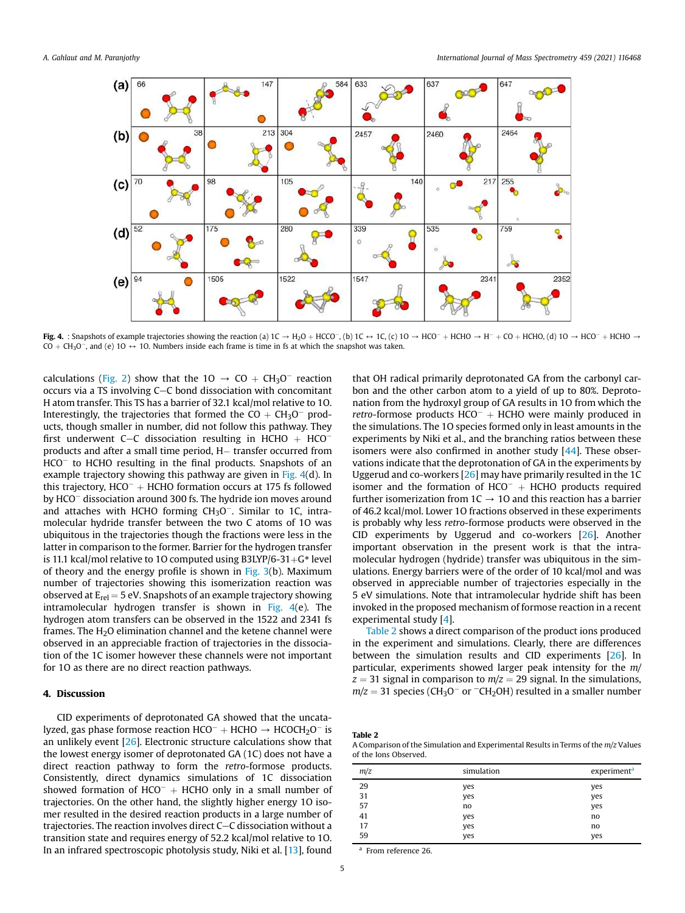**Fig. 4.** : Snapshots of example trajectories showing the reaction (a) 1C → $H_2O$ + $HCCO^-$, (b) 1C ↔ 1C, (c) 1O → $HCO^-$ + HCHO → $H^-$ + CO + HCHO, (d) 1O → $HCO^-$ + HCHO → CO + $CH_3O^-$, and (e) 1O ↔ 1O. Numbers inside each frame is time in fs at which the snapshot was taken.

calculations (Fig. 2) show that the 1O → CO + $CH_3O^-$ reaction occurs via a TS involving C–C bond dissociation with concomitant H atom transfer. This TS has a barrier of 32.1 kcal/mol relative to 1O. Interestingly, the trajectories that formed the CO + $CH_3O^-$ products, though smaller in number, did not follow this pathway. They first underwent C–C dissociation resulting in HCHO + $HCO^-$ products and after a small time period, H− transfer occurred from $HCO^-$ to HCHO resulting in the final products. Snapshots of an example trajectory showing this pathway are given in Fig. 4(d). In this trajectory, $HCO^-$ + HCHO formation occurs at 175 fs followed by $HCO^-$ dissociation around 300 fs. The hydride ion moves around and attaches with HCHO forming $CH_3O^-$. Similar to 1C, intramolecular hydride transfer between the two C atoms of 1O was ubiquitous in the trajectories though the fractions were less in the latter in comparison to the former. Barrier for the hydrogen transfer is 11.1 kcal/mol relative to 1O computed using B3LYP/6-31+G* level of theory and the energy profile is shown in Fig. 3(b). Maximum number of trajectories showing this isomerization reaction was observed at $E_{rel}$ = 5 eV. Snapshots of an example trajectory showing intramolecular hydrogen transfer is shown in Fig. 4(e). The hydrogen atom transfers can be observed in the 1522 and 2341 fs frames. The $H_2O$ elimination channel and the ketene channel were observed in an appreciable fraction of trajectories in the dissociation of the 1C isomer however these channels were not important for 1O as there are no direct reaction pathways.

## 4. Discussion

CID experiments of deprotonated GA showed that the uncatalyzed, gas phase formose reaction $HCO^-$ + HCHO → $HCOCH_2O^-$ is an unlikely event [26]. Electronic structure calculations show that the lowest energy isomer of deprotonated GA (1C) does not have a direct reaction pathway to form the *retro*-formose products. Consistently, direct dynamics simulations of 1C dissociation showed formation of $HCO^-$ + HCHO only in a small number of trajectories. On the other hand, the slightly higher energy 1O isomer resulted in the desired reaction products in a large number of trajectories. The reaction involves direct C–C dissociation without a transition state and requires energy of 52.2 kcal/mol relative to 1O. In an infrared spectroscopic photolysis study, Niki et al. [13], found that OH radical primarily deprotonated GA from the carbonyl carbon and the other carbon atom to a yield of up to 80%. Deprotonation from the hydroxyl group of GA results in 1O from which the *retro*-formose products $HCO^-$ + HCHO were mainly produced in the simulations. The 1O species formed only in least amounts in the experiments by Niki et al., and the branching ratios between these isomers were also confirmed in another study [44]. These observations indicate that the deprotonation of GA in the experiments by Uggerud and co-workers [26] may have primarily resulted in the 1C isomer and the formation of $HCO^-$ + HCHO products required further isomerization from 1C → 1O and this reaction has a barrier of 46.2 kcal/mol. Lower 1O fractions observed in these experiments is probably why less *retro*-formose products were observed in the CID experiments by Uggerud and co-workers [26]. Another important observation in the present work is that the intramolecular hydrogen (hydride) transfer was ubiquitous in the simulations. Energy barriers were of the order of 10 kcal/mol and was observed in appreciable number of trajectories especially in the 5 eV simulations. Note that intramolecular hydride shift has been invoked in the proposed mechanism of formose reaction in a recent experimental study [4].

Table 2 shows a direct comparison of the product ions produced in the experiment and simulations. Clearly, there are differences between the simulation results and CID experiments [26]. In particular, experiments showed larger peak intensity for the $m/z$ = 31 signal in comparison to $m/z$ = 29 signal. In the simulations, $m/z$ = 31 species ($CH_3O^-$ or $^-CH_2OH$) resulted in a smaller number

**Table 2**
A Comparison of the Simulation and Experimental Results in Terms of the $m/z$ Values of the Ions Observed.

| $m/z$ | simulation | experiment[a] |
|---|---|---|
| 29 | yes | yes |
| 31 | yes | yes |
| 57 | no | yes |
| 41 | yes | no |
| 17 | yes | no |
| 59 | yes | yes |

[a] From reference 26.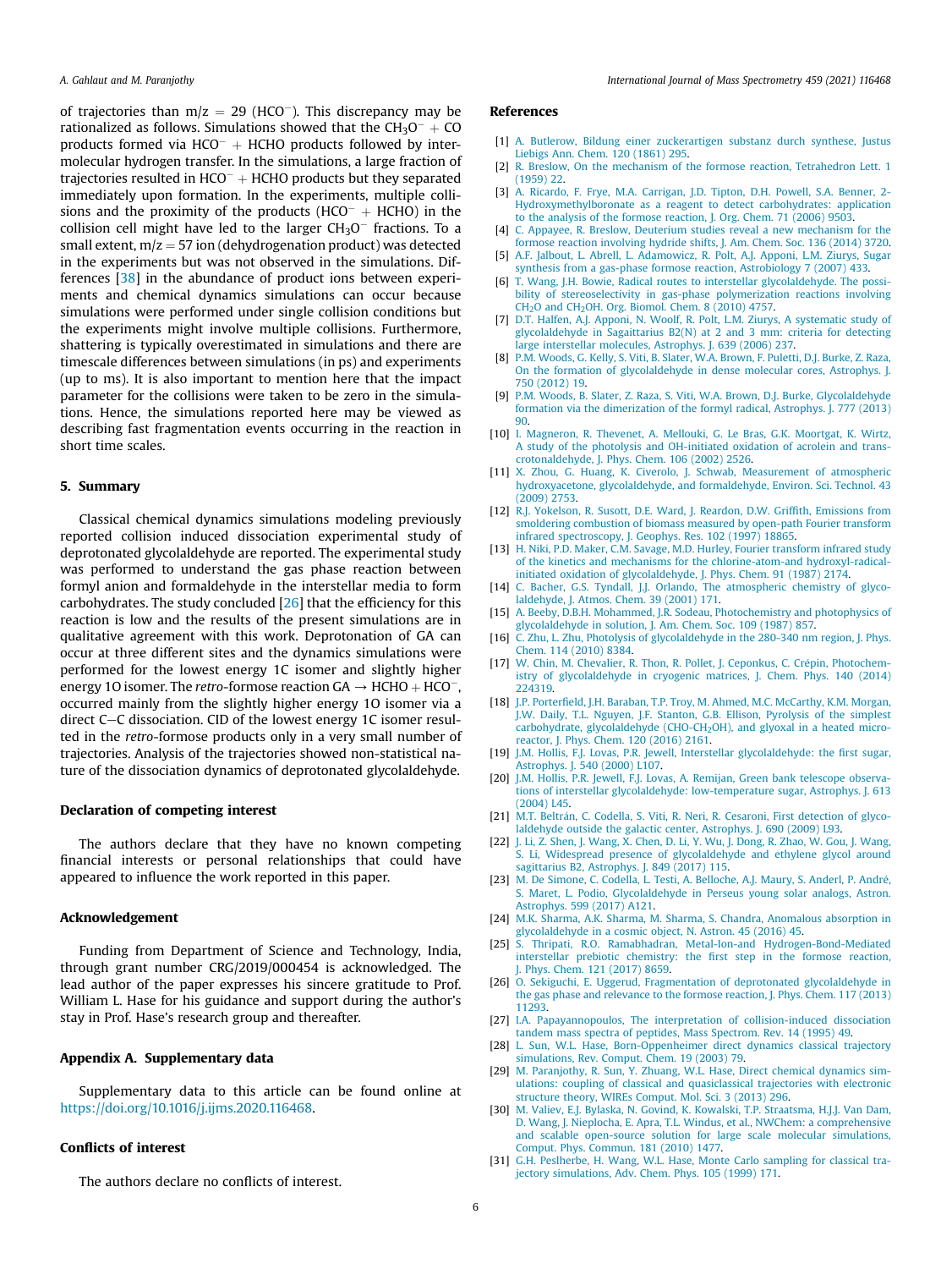of trajectories than m/z = 29 ($HCO^-$). This discrepancy may be rationalized as follows. Simulations showed that the $CH_3O^-$ + CO products formed via $HCO^-$ + HCHO products followed by intermolecular hydrogen transfer. In the simulations, a large fraction of trajectories resulted in $HCO^-$ + HCHO products but they separated immediately upon formation. In the experiments, multiple collisions and the proximity of the products ($HCO^-$ + HCHO) in the collision cell might have led to the larger $CH_3O^-$ fractions. To a small extent, m/z = 57 ion (dehydrogenation product) was detected in the experiments but was not observed in the simulations. Differences [38] in the abundance of product ions between experiments and chemical dynamics simulations can occur because simulations were performed under single collision conditions but the experiments might involve multiple collisions. Furthermore, shattering is typically overestimated in simulations and there are timescale differences between simulations (in ps) and experiments (up to ms). It is also important to mention here that the impact parameter for the collisions were taken to be zero in the simulations. Hence, the simulations reported here may be viewed as describing fast fragmentation events occurring in the reaction in short time scales.

## 5. Summary

Classical chemical dynamics simulations modeling previously reported collision induced dissociation experimental study of deprotonated glycolaldehyde are reported. The experimental study was performed to understand the gas phase reaction between formyl anion and formaldehyde in the interstellar media to form carbohydrates. The study concluded [26] that the efficiency for this reaction is low and the results of the present simulations are in qualitative agreement with this work. Deprotonation of GA can occur at three different sites and the dynamics simulations were performed for the lowest energy 1C isomer and slightly higher energy 1O isomer. The *retro*-formose reaction GA → HCHO + $HCO^-$, occurred mainly from the slightly higher energy 1O isomer via a direct C–C dissociation. CID of the lowest energy 1C isomer resulted in the *retro*-formose products only in a very small number of trajectories. Analysis of the trajectories showed non-statistical nature of the dissociation dynamics of deprotonated glycolaldehyde.

## Declaration of competing interest

The authors declare that they have no known competing financial interests or personal relationships that could have appeared to influence the work reported in this paper.

## Acknowledgement

Funding from Department of Science and Technology, India, through grant number CRG/2019/000454 is acknowledged. The lead author of the paper expresses his sincere gratitude to Prof. William L. Hase for his guidance and support during the author's stay in Prof. Hase's research group and thereafter.

## Appendix A. Supplementary data

Supplementary data to this article can be found online at https://doi.org/10.1016/j.ijms.2020.116468.

## Conflicts of interest

The authors declare no conflicts of interest.

## References

[1] A. Butlerow, Bildung einer zuckerartigen substanz durch synthese, Justus Liebigs Ann. Chem. 120 (1861) 295.

[2] R. Breslow, On the mechanism of the formose reaction, Tetrahedron Lett. 1 (1959) 22.

[3] A. Ricardo, F. Frye, M.A. Carrigan, J.D. Tipton, D.H. Powell, S.A. Benner, 2-Hydroxymethylboronate as a reagent to detect carbohydrates: application to the analysis of the formose reaction, J. Org. Chem. 71 (2006) 9503.

[4] C. Appayee, R. Breslow, Deuterium studies reveal a new mechanism for the formose reaction involving hydride shifts, J. Am. Chem. Soc. 136 (2014) 3720.

[5] A.F. Jalbout, L. Abrell, L. Adamowicz, R. Polt, A.J. Apponi, L.M. Ziurys, Sugar synthesis from a gas-phase formose reaction, Astrobiology 7 (2007) 433.

[6] T. Wang, J.H. Bowie, Radical routes to interstellar glycolaldehyde. The possibility of stereoselectivity in gas-phase polymerization reactions involving $CH_2O$ and $CH_2OH$. Org. Biomol. Chem. 8 (2010) 4757.

[7] D.T. Halfen, A.J. Apponi, N. Woolf, R. Polt, L.M. Ziurys, A systematic study of glycolaldehyde in Sagittarius B2(N) at 2 and 3 mm: criteria for detecting large interstellar molecules, Astrophys. J. 639 (2006) 237.

[8] P.M. Woods, G. Kelly, S. Viti, B. Slater, W.A. Brown, F. Puletti, D.J. Burke, Z. Raza, On the formation of glycolaldehyde in dense molecular cores, Astrophys. J. 750 (2012) 19.

[9] P.M. Woods, B. Slater, Z. Raza, S. Viti, W.A. Brown, D.J. Burke, Glycolaldehyde formation via the dimerization of the formyl radical, Astrophys. J. 777 (2013) 90.

[10] I. Magneron, R. Thevenet, A. Mellouki, G. Le Bras, G.K. Moortgat, K. Wirtz, A study of the photolysis and OH-initiated oxidation of acrolein and trans-crotonaldehyde, J. Phys. Chem. 106 (2002) 2526.

[11] X. Zhou, G. Huang, K. Civerolo, J. Schwab, Measurement of atmospheric hydroxyacetone, glycolaldehyde, and formaldehyde, Environ. Sci. Technol. 43 (2009) 2753.

[12] R.J. Yokelson, R. Susott, D.E. Ward, J. Reardon, D.W. Griffith, Emissions from smoldering combustion of biomass measured by open-path Fourier transform infrared spectroscopy, J. Geophys. Res. 102 (1997) 18865.

[13] H. Niki, P.D. Maker, C.M. Savage, M.D. Hurley, Fourier transform infrared study of the kinetics and mechanisms for the chlorine-atom-and hydroxyl-radical-initiated oxidation of glycolaldehyde, J. Phys. Chem. 91 (1987) 2174.

[14] C. Bacher, G.S. Tyndall, J.J. Orlando, The atmospheric chemistry of glycolaldehyde, J. Atmos. Chem. 39 (2001) 171.

[15] A. Beeby, D.B.H. Mohammed, J.R. Sodeau, Photochemistry and photophysics of glycolaldehyde in solution, J. Am. Chem. Soc. 109 (1987) 857.

[16] C. Zhu, L. Zhu, Photolysis of glycolaldehyde in the 280-340 nm region, J. Phys. Chem. 114 (2010) 8384.

[17] W. Chin, M. Chevalier, R. Thon, R. Pollet, J. Ceponkus, C. Crépin, Photochemistry of glycolaldehyde in cryogenic matrices, J. Chem. Phys. 140 (2014) 224319.

[18] J.P. Porterfield, J.H. Baraban, T.P. Troy, M. Ahmed, M.C. McCarthy, K.M. Morgan, J.W. Daily, T.L. Nguyen, J.F. Stanton, G.B. Ellison, Pyrolysis of the simplest carbohydrate, glycolaldehyde ($CHO$-$CH_2OH$), and glyoxal in a heated microreactor, J. Phys. Chem. 120 (2016) 2161.

[19] J.M. Hollis, F.J. Lovas, P.R. Jewell, Interstellar glycolaldehyde: the first sugar, Astrophys. J. 540 (2000) L107.

[20] J.M. Hollis, P.R. Jewell, F.J. Lovas, A. Remijan, Green bank telescope observations of interstellar glycolaldehyde: low-temperature sugar, Astrophys. J. 613 (2004) L45.

[21] M.T. Beltrán, C. Codella, S. Viti, R. Neri, R. Cesaroni, First detection of glycolaldehyde outside the galactic center, Astrophys. J. 690 (2009) L93.

[22] J. Li, Z. Shen, J. Wang, X. Chen, D. Li, Y. Wu, J. Dong, R. Zhao, W. Gou, J. Wang, S. Li, Widespread presence of glycolaldehyde and ethylene glycol around sagittarius B2, Astrophys. J. 849 (2017) 115.

[23] M. De Simone, C. Codella, L. Testi, A. Belloche, A.J. Maury, S. Anderl, P. André, S. Maret, L. Podio, Glycolaldehyde in Perseus young solar analogs, Astron. Astrophys. 599 (2017) A121.

[24] M.K. Sharma, A.K. Sharma, M. Sharma, S. Chandra, Anomalous absorption in glycolaldehyde in a cosmic object, N. Astron. 45 (2016) 45.

[25] S. Thripati, R.O. Ramabhadran, Metal-Ion-and Hydrogen-Bond-Mediated interstellar prebiotic chemistry: the first step in the formose reaction, J. Phys. Chem. 121 (2017) 8659.

[26] O. Sekiguchi, E. Uggerud, Fragmentation of deprotonated glycolaldehyde in the gas phase and relevance to the formose reaction, J. Phys. Chem. 117 (2013) 11293.

[27] I.A. Papayannopoulos, The interpretation of collision-induced dissociation tandem mass spectra of peptides, Mass Spectrom. Rev. 14 (1995) 49.

[28] L. Sun, W.L. Hase, Born-Oppenheimer direct dynamics classical trajectory simulations, Rev. Comput. Chem. 19 (2003) 79.

[29] M. Paranjothy, R. Sun, Y. Zhuang, W.L. Hase, Direct chemical dynamics simulations: coupling of classical and quasiclassical trajectories with electronic structure theory, WIREs Comput. Mol. Sci. 3 (2013) 296.

[30] M. Valiev, E.J. Bylaska, N. Govind, K. Kowalski, T.P. Straatsma, H.J.J. Van Dam, D. Wang, J. Nieplocha, E. Apra, T.L. Windus, et al., NWChem: a comprehensive and scalable open-source solution for large scale molecular simulations, Comput. Phys. Commun. 181 (2010) 1477.

[31] G.H. Peslherbe, H. Wang, W.L. Hase, Monte Carlo sampling for classical trajectory simulations, Adv. Chem. Phys. 105 (1999) 171.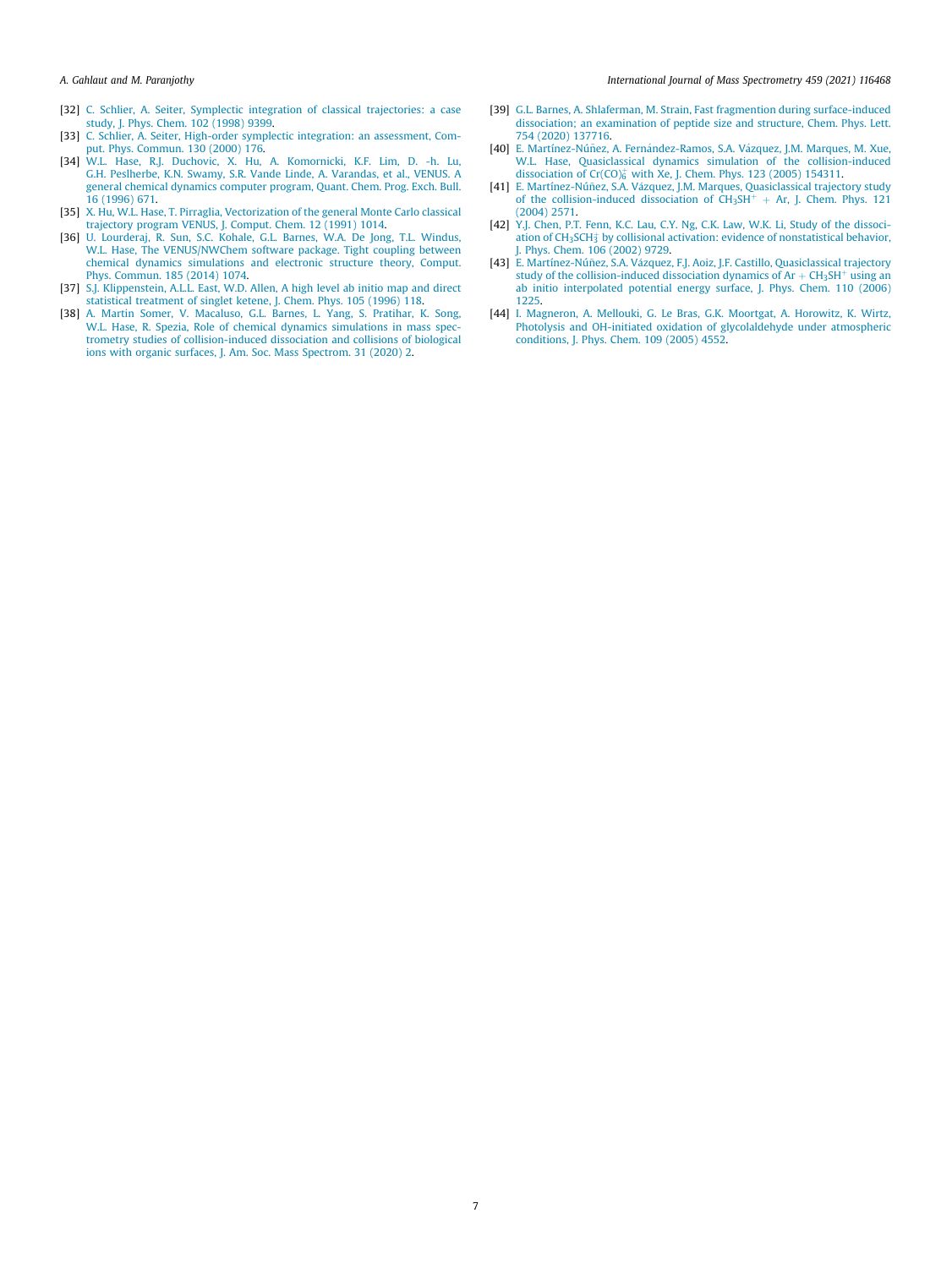[32] C. Schlier, A. Seiter, Symplectic integration of classical trajectories: a case study, J. Phys. Chem. 102 (1998) 9399.

[33] C. Schlier, A. Seiter, High-order symplectic integration: an assessment, Comput. Phys. Commun. 130 (2000) 176.

[34] W.L. Hase, R.J. Duchovic, X. Hu, A. Komornicki, K.F. Lim, D. -h. Lu, G.H. Peslherbe, K.N. Swamy, S.R. Vande Linde, A. Varandas, et al., VENUS. A general chemical dynamics computer program, Quant. Chem. Prog. Exch. Bull. 16 (1996) 671.

[35] X. Hu, W.L. Hase, T. Pirraglia, Vectorization of the general Monte Carlo classical trajectory program VENUS, J. Comput. Chem. 12 (1991) 1014.

[36] U. Lourderaj, R. Sun, S.C. Kohale, G.L. Barnes, W.A. De Jong, T.L. Windus, W.L. Hase, The VENUS/NWChem software package. Tight coupling between chemical dynamics simulations and electronic structure theory, Comput. Phys. Commun. 185 (2014) 1074.

[37] S.J. Klippenstein, A.L.L. East, W.D. Allen, A high level ab initio map and direct statistical treatment of singlet ketene, J. Chem. Phys. 105 (1996) 118.

[38] A. Martin Somer, V. Macaluso, G.L. Barnes, L. Yang, S. Pratihar, K. Song, W.L. Hase, R. Spezia, Role of chemical dynamics simulations in mass spectrometry studies of collision-induced dissociation and collisions of biological ions with organic surfaces, J. Am. Soc. Mass Spectrom. 31 (2020) 2.

[39] G.L. Barnes, A. Shlaferman, M. Strain, Fast fragmention during surface-induced dissociation; an examination of peptide size and structure, Chem. Phys. Lett. 754 (2020) 137716.

[40] E. Martínez-Núñez, A. Fernández-Ramos, S.A. Vázquez, J.M. Marques, M. Xue, W.L. Hase, Quasiclassical dynamics simulation of the collision-induced dissociation of $Cr(CO)_6^+$ with Xe, J. Chem. Phys. 123 (2005) 154311.

[41] E. Martínez-Núñez, S.A. Vázquez, J.M. Marques, Quasiclassical trajectory study of the collision-induced dissociation of $CH_3SH^+$ + Ar, J. Chem. Phys. 121 (2004) 2571.

[42] Y.J. Chen, P.T. Fenn, K.C. Lau, C.Y. Ng, C.K. Law, W.K. Li, Study of the dissociation of $CH_3SCH_3^+$ by collisional activation: evidence of nonstatistical behavior, J. Phys. Chem. 106 (2002) 9729.

[43] E. Martínez-Núñez, S.A. Vázquez, F.J. Aoiz, J.F. Castillo, Quasiclassical trajectory study of the collision-induced dissociation dynamics of Ar + $CH_3SH^+$ using an ab initio interpolated potential energy surface, J. Phys. Chem. 110 (2006) 1225.

[44] I. Magneron, A. Mellouki, G. Le Bras, G.K. Moortgat, A. Horowitz, K. Wirtz, Photolysis and OH-initiated oxidation of glycolaldehyde under atmospheric conditions, J. Phys. Chem. 109 (2005) 4552.